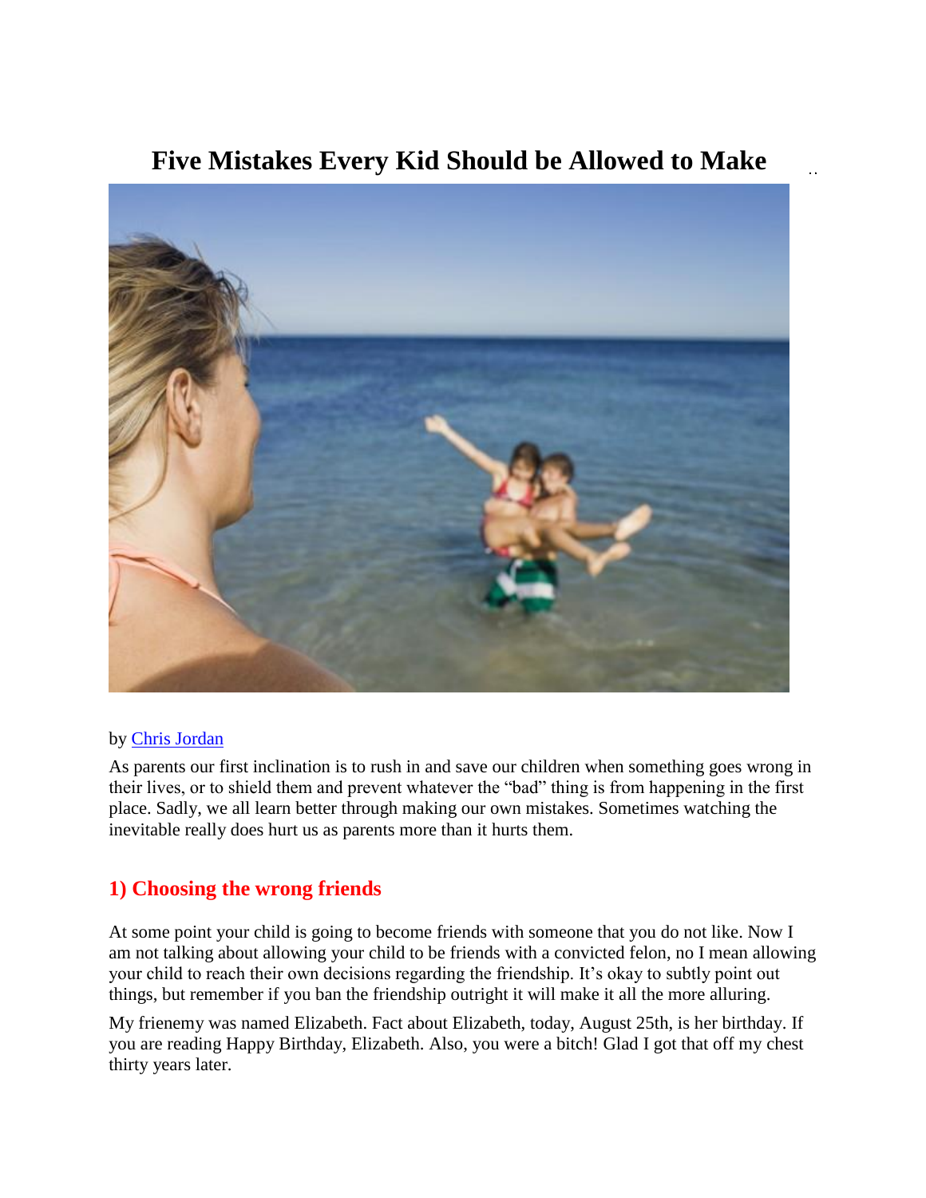# Five Mistakes Every Kid Should be Allowed to Make

by Chris Jordan

As parents our first inclination is to rush in and save our children when something goes wrong in their lives, or to shield them and prevent whatever the "bad" thing is from happening in the first place. Sadly, we all learn better through making our own mistakes. Sometimes watching the inevitable really does hurt us as parents more than it hurts them.

## 1) Choosing the wrong friends

At some point your child is going to become friends with someone that you do not like. Now I am not talking about allowing your child to be friends with a convicted felon, no I mean allowing your child to reach their own decisions regarding the friendship. It's okay to subtly point out things, but remember if you ban the friendship outright it will make it all the more alluring.

My frienemy was named Elizabeth. Fact about Elizabeth, today, August 25th, is her birthday. If you are reading Happy Birthday, Elizabeth. Also, you were a bitch! Glad I got that off my chest thirty years later.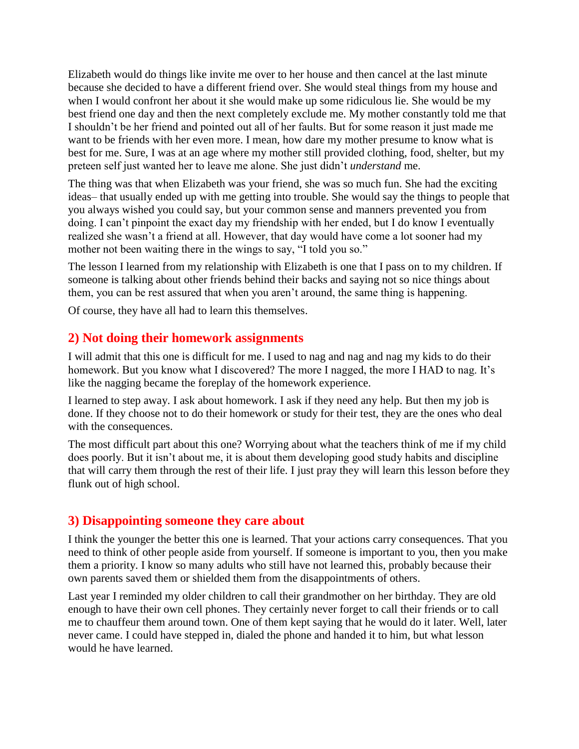Elizabeth would do things like invite me over to her house and then cancel at the last minute because she decided to have a different friend over. She would steal things from my house and when I would confront her about it she would make up some ridiculous lie. She would be my best friend one day and then the next completely exclude me. My mother constantly told me that I shouldn't be her friend and pointed out all of her faults. But for some reason it just made me want to be friends with her even more. I mean, how dare my mother presume to know what is best for me. Sure, I was at an age where my mother still provided clothing, food, shelter, but my preteen self just wanted her to leave me alone. She just didn't *understand* me.

The thing was that when Elizabeth was your friend, she was so much fun. She had the exciting ideas– that usually ended up with me getting into trouble. She would say the things to people that you always wished you could say, but your common sense and manners prevented you from doing. I can't pinpoint the exact day my friendship with her ended, but I do know I eventually realized she wasn't a friend at all. However, that day would have come a lot sooner had my mother not been waiting there in the wings to say, "I told you so."

The lesson I learned from my relationship with Elizabeth is one that I pass on to my children. If someone is talking about other friends behind their backs and saying not so nice things about them, you can be rest assured that when you aren't around, the same thing is happening.

Of course, they have all had to learn this themselves.

## 2) Not doing their homework assignments

I will admit that this one is difficult for me. I used to nag and nag and nag my kids to do their homework. But you know what I discovered? The more I nagged, the more I HAD to nag. It's like the nagging became the foreplay of the homework experience.

I learned to step away. I ask about homework. I ask if they need any help. But then my job is done. If they choose not to do their homework or study for their test, they are the ones who deal with the consequences.

The most difficult part about this one? Worrying about what the teachers think of me if my child does poorly. But it isn't about me, it is about them developing good study habits and discipline that will carry them through the rest of their life. I just pray they will learn this lesson before they flunk out of high school.

## 3) Disappointing someone they care about

I think the younger the better this one is learned. That your actions carry consequences. That you need to think of other people aside from yourself. If someone is important to you, then you make them a priority. I know so many adults who still have not learned this, probably because their own parents saved them or shielded them from the disappointments of others.

Last year I reminded my older children to call their grandmother on her birthday. They are old enough to have their own cell phones. They certainly never forget to call their friends or to call me to chauffeur them around town. One of them kept saying that he would do it later. Well, later never came. I could have stepped in, dialed the phone and handed it to him, but what lesson would he have learned.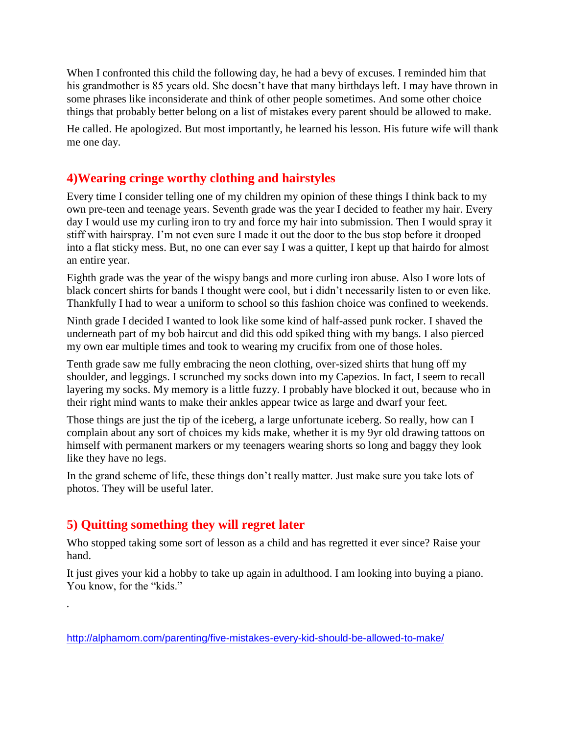When I confronted this child the following day, he had a bevy of excuses. I reminded him that his grandmother is 85 years old. She doesn't have that many birthdays left. I may have thrown in some phrases like inconsiderate and think of other people sometimes. And some other choice things that probably better belong on a list of mistakes every parent should be allowed to make.

He called. He apologized. But most importantly, he learned his lesson. His future wife will thank me one day.

## 4)Wearing cringe worthy clothing and hairstyles

Every time I consider telling one of my children my opinion of these things I think back to my own pre-teen and teenage years. Seventh grade was the year I decided to feather my hair. Every day I would use my curling iron to try and force my hair into submission. Then I would spray it stiff with hairspray. I'm not even sure I made it out the door to the bus stop before it drooped into a flat sticky mess. But, no one can ever say I was a quitter, I kept up that hairdo for almost an entire year.

Eighth grade was the year of the wispy bangs and more curling iron abuse. Also I wore lots of black concert shirts for bands I thought were cool, but i didn't necessarily listen to or even like. Thankfully I had to wear a uniform to school so this fashion choice was confined to weekends.

Ninth grade I decided I wanted to look like some kind of half-assed punk rocker. I shaved the underneath part of my bob haircut and did this odd spiked thing with my bangs. I also pierced my own ear multiple times and took to wearing my crucifix from one of those holes.

Tenth grade saw me fully embracing the neon clothing, over-sized shirts that hung off my shoulder, and leggings. I scrunched my socks down into my Capezios. In fact, I seem to recall layering my socks. My memory is a little fuzzy. I probably have blocked it out, because who in their right mind wants to make their ankles appear twice as large and dwarf your feet.

Those things are just the tip of the iceberg, a large unfortunate iceberg. So really, how can I complain about any sort of choices my kids make, whether it is my 9yr old drawing tattoos on himself with permanent markers or my teenagers wearing shorts so long and baggy they look like they have no legs.

In the grand scheme of life, these things don't really matter. Just make sure you take lots of photos. They will be useful later.

## 5) Quitting something they will regret later

Who stopped taking some sort of lesson as a child and has regretted it ever since? Raise your hand.

It just gives your kid a hobby to take up again in adulthood. I am looking into buying a piano. You know, for the "kids."

.

http://alphamom.com/parenting/five-mistakes-every-kid-should-be-allowed-to-make/